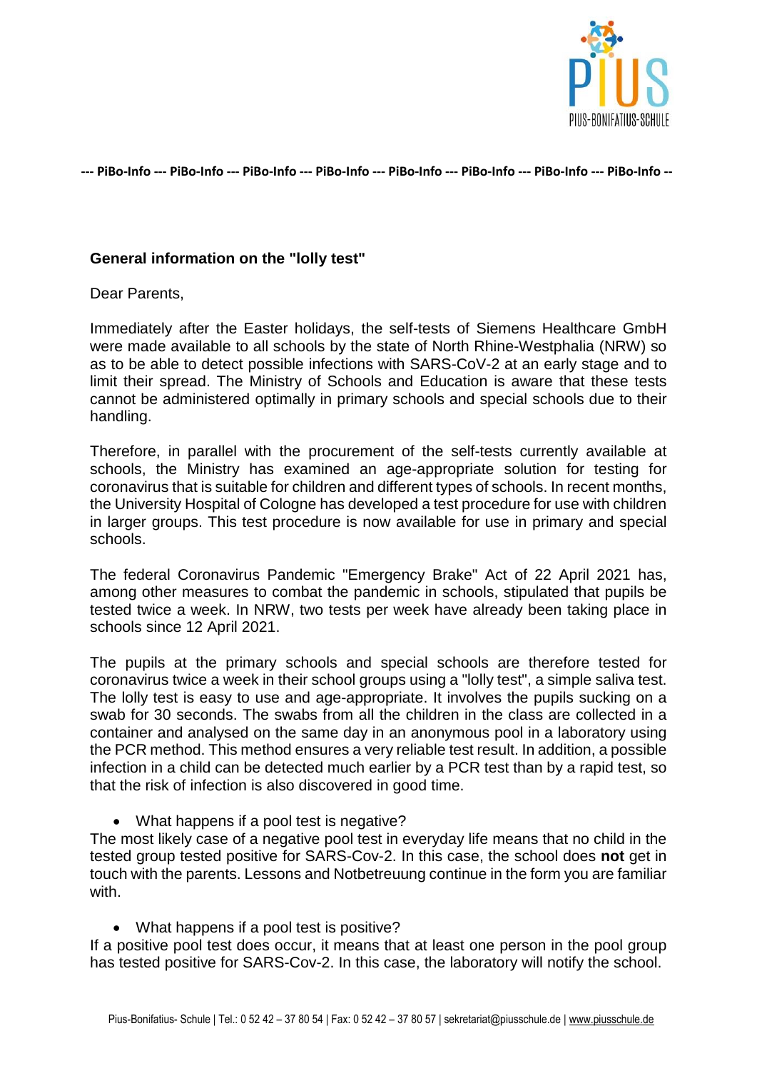PIUS

PIUS-BONIFATIUS-SCHULE

--- PiBo-Info --- PiBo-Info --- PiBo-Info --- PiBo-Info --- PiBo-Info --- PiBo-Info --- PiBo-Info --- PiBo-Info --

**General information on the "lolly test"**

Dear Parents,

Immediately after the Easter holidays, the self-tests of Siemens Healthcare GmbH were made available to all schools by the state of North Rhine-Westphalia (NRW) so as to be able to detect possible infections with SARS-CoV-2 at an early stage and to limit their spread. The Ministry of Schools and Education is aware that these tests cannot be administered optimally in primary schools and special schools due to their handling.

Therefore, in parallel with the procurement of the self-tests currently available at schools, the Ministry has examined an age-appropriate solution for testing for coronavirus that is suitable for children and different types of schools. In recent months, the University Hospital of Cologne has developed a test procedure for use with children in larger groups. This test procedure is now available for use in primary and special schools.

The federal Coronavirus Pandemic "Emergency Brake" Act of 22 April 2021 has, among other measures to combat the pandemic in schools, stipulated that pupils be tested twice a week. In NRW, two tests per week have already been taking place in schools since 12 April 2021.

The pupils at the primary schools and special schools are therefore tested for coronavirus twice a week in their school groups using a "lolly test", a simple saliva test. The lolly test is easy to use and age-appropriate. It involves the pupils sucking on a swab for 30 seconds. The swabs from all the children in the class are collected in a container and analysed on the same day in an anonymous pool in a laboratory using the PCR method. This method ensures a very reliable test result. In addition, a possible infection in a child can be detected much earlier by a PCR test than by a rapid test, so that the risk of infection is also discovered in good time.

- What happens if a pool test is negative?

The most likely case of a negative pool test in everyday life means that no child in the tested group tested positive for SARS-Cov-2. In this case, the school does **not** get in touch with the parents. Lessons and Notbetreuung continue in the form you are familiar with.

- What happens if a pool test is positive?

If a positive pool test does occur, it means that at least one person in the pool group has tested positive for SARS-Cov-2. In this case, the laboratory will notify the school.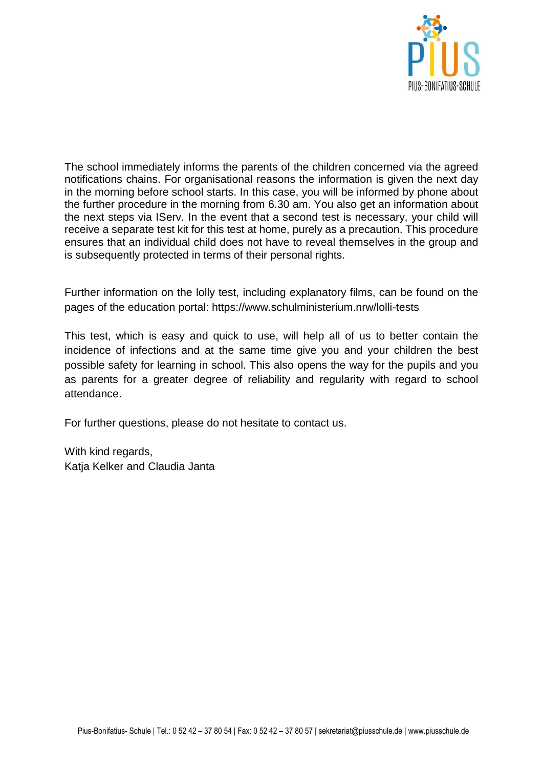The school immediately informs the parents of the children concerned via the agreed notifications chains. For organisational reasons the information is given the next day in the morning before school starts. In this case, you will be informed by phone about the further procedure in the morning from 6.30 am. You also get an information about the next steps via IServ. In the event that a second test is necessary, your child will receive a separate test kit for this test at home, purely as a precaution. This procedure ensures that an individual child does not have to reveal themselves in the group and is subsequently protected in terms of their personal rights.

Further information on the lolly test, including explanatory films, can be found on the pages of the education portal: https://www.schulministerium.nrw/lolli-tests

This test, which is easy and quick to use, will help all of us to better contain the incidence of infections and at the same time give you and your children the best possible safety for learning in school. This also opens the way for the pupils and you as parents for a greater degree of reliability and regularity with regard to school attendance.

For further questions, please do not hesitate to contact us.

With kind regards,
Katja Kelker and Claudia Janta